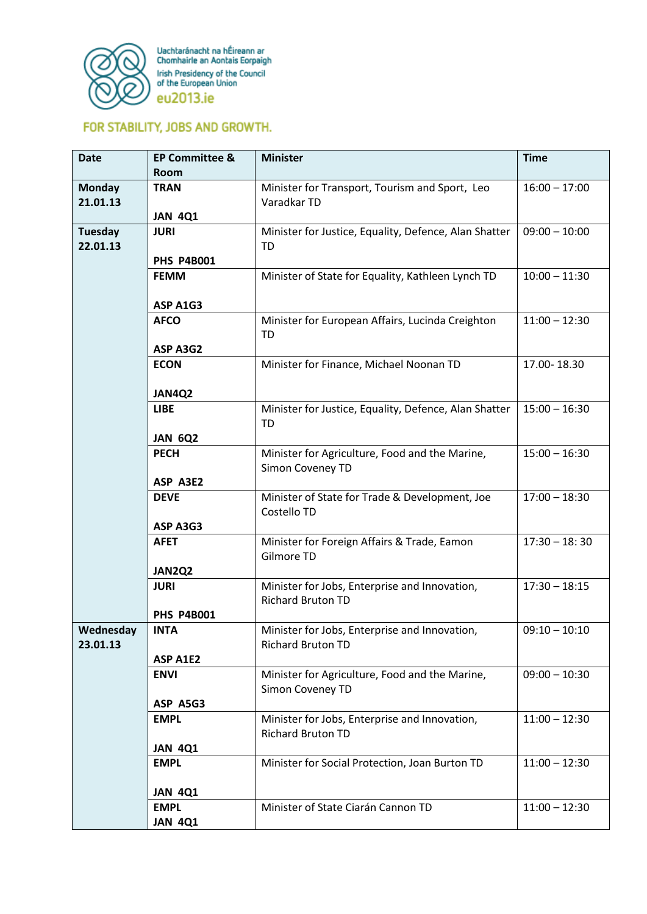Uachtaránacht na hÉireann ar Chomhairle an Aontais Eorpaigh
Irish Presidency of the Council of the European Union
eu2013.ie

FOR STABILITY, JOBS AND GROWTH.

| Date | EP Committee & Room | Minister | Time |
|---|---|---|---|
| **Monday 21.01.13** | **TRAN**<br><br>**JAN 4Q1** | Minister for Transport, Tourism and Sport, Leo Varadkar TD | 16:00 – 17:00 |
| **Tuesday 22.01.13** | **JURI**<br><br>**PHS P4B001** | Minister for Justice, Equality, Defence, Alan Shatter TD | 09:00 – 10:00 |
| | **FEMM**<br><br>**ASP A1G3** | Minister of State for Equality, Kathleen Lynch TD | 10:00 – 11:30 |
| | **AFCO**<br><br>**ASP A3G2** | Minister for European Affairs, Lucinda Creighton TD | 11:00 – 12:30 |
| | **ECON**<br><br>**JAN4Q2** | Minister for Finance, Michael Noonan TD | 17.00- 18.30 |
| | **LIBE**<br><br>**JAN 6Q2** | Minister for Justice, Equality, Defence, Alan Shatter TD | 15:00 – 16:30 |
| | **PECH**<br><br>**ASP A3E2** | Minister for Agriculture, Food and the Marine, Simon Coveney TD | 15:00 – 16:30 |
| | **DEVE**<br><br>**ASP A3G3** | Minister of State for Trade & Development, Joe Costello TD | 17:00 – 18:30 |
| | **AFET**<br><br>**JAN2Q2** | Minister for Foreign Affairs & Trade, Eamon Gilmore TD | 17:30 – 18: 30 |
| | **JURI**<br><br>**PHS P4B001** | Minister for Jobs, Enterprise and Innovation, Richard Bruton TD | 17:30 – 18:15 |
| **Wednesday 23.01.13** | **INTA**<br><br>**ASP A1E2** | Minister for Jobs, Enterprise and Innovation, Richard Bruton TD | 09:10 – 10:10 |
| | **ENVI**<br><br>**ASP A5G3** | Minister for Agriculture, Food and the Marine, Simon Coveney TD | 09:00 – 10:30 |
| | **EMPL**<br><br>**JAN 4Q1** | Minister for Jobs, Enterprise and Innovation, Richard Bruton TD | 11:00 – 12:30 |
| | **EMPL**<br><br>**JAN 4Q1** | Minister for Social Protection, Joan Burton TD | 11:00 – 12:30 |
| | **EMPL**<br>**JAN 4Q1** | Minister of State Ciarán Cannon TD | 11:00 – 12:30 |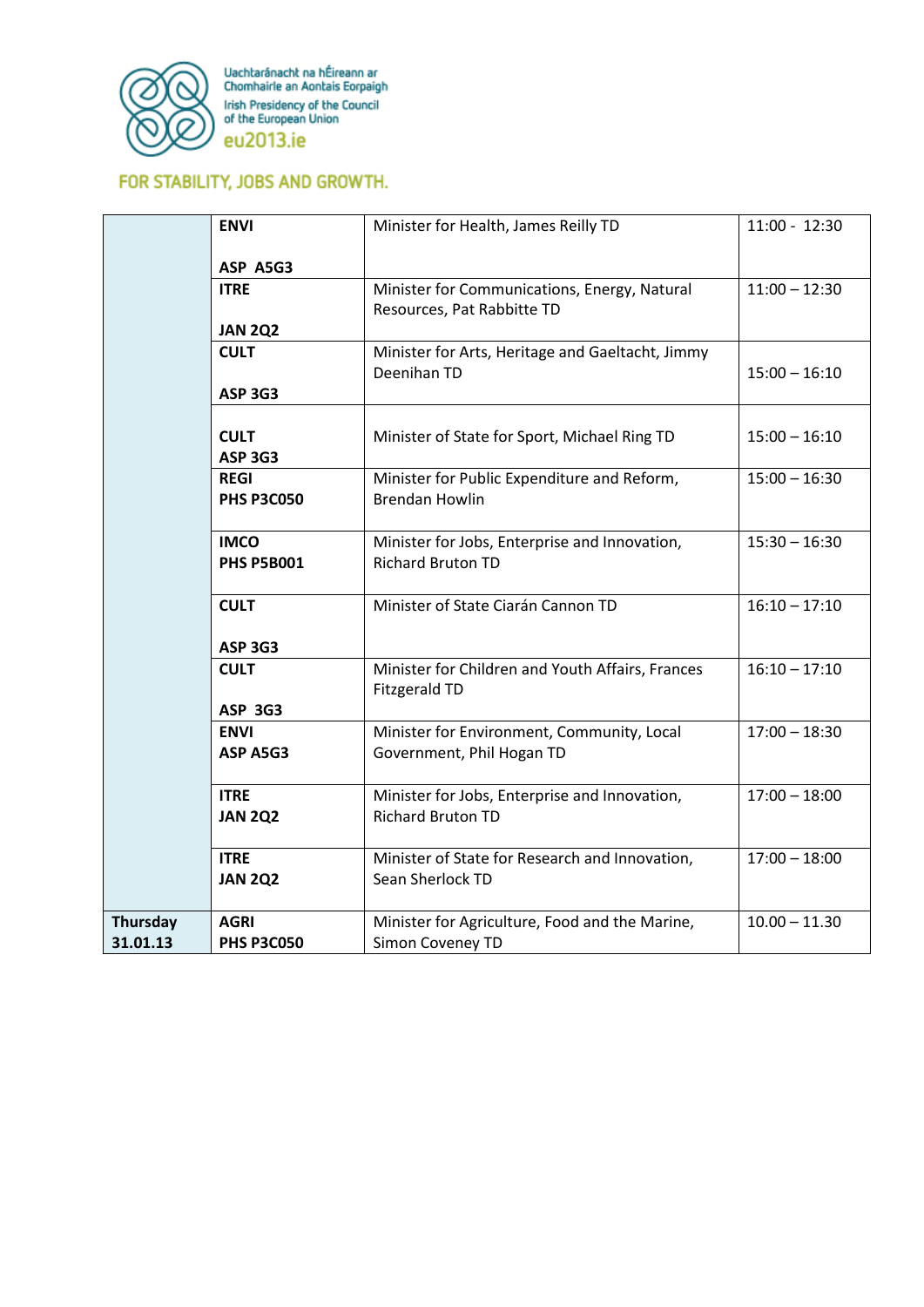Uachtaránacht na hÉireann ar Chomhairle an Aontais Eorpaigh
Irish Presidency of the Council of the European Union
eu2013.ie

FOR STABILITY, JOBS AND GROWTH.

| | | | |
|---|---|---|---|
| | **ENVI** **ASP A5G3** | Minister for Health, James Reilly TD | 11:00 - 12:30 |
| | **ITRE** **JAN 2Q2** | Minister for Communications, Energy, Natural Resources, Pat Rabbitte TD | 11:00 – 12:30 |
| | **CULT** **ASP 3G3** | Minister for Arts, Heritage and Gaeltacht, Jimmy Deenihan TD | 15:00 – 16:10 |
| | **CULT** **ASP 3G3** | Minister of State for Sport, Michael Ring TD | 15:00 – 16:10 |
| | **REGI** **PHS P3C050** | Minister for Public Expenditure and Reform, Brendan Howlin | 15:00 – 16:30 |
| | **IMCO** **PHS P5B001** | Minister for Jobs, Enterprise and Innovation, Richard Bruton TD | 15:30 – 16:30 |
| | **CULT** **ASP 3G3** | Minister of State Ciarán Cannon TD | 16:10 – 17:10 |
| | **CULT** **ASP 3G3** | Minister for Children and Youth Affairs, Frances Fitzgerald TD | 16:10 – 17:10 |
| | **ENVI** **ASP A5G3** | Minister for Environment, Community, Local Government, Phil Hogan TD | 17:00 – 18:30 |
| | **ITRE** **JAN 2Q2** | Minister for Jobs, Enterprise and Innovation, Richard Bruton TD | 17:00 – 18:00 |
| | **ITRE** **JAN 2Q2** | Minister of State for Research and Innovation, Sean Sherlock TD | 17:00 – 18:00 |
| **Thursday 31.01.13** | **AGRI** **PHS P3C050** | Minister for Agriculture, Food and the Marine, Simon Coveney TD | 10.00 – 11.30 |